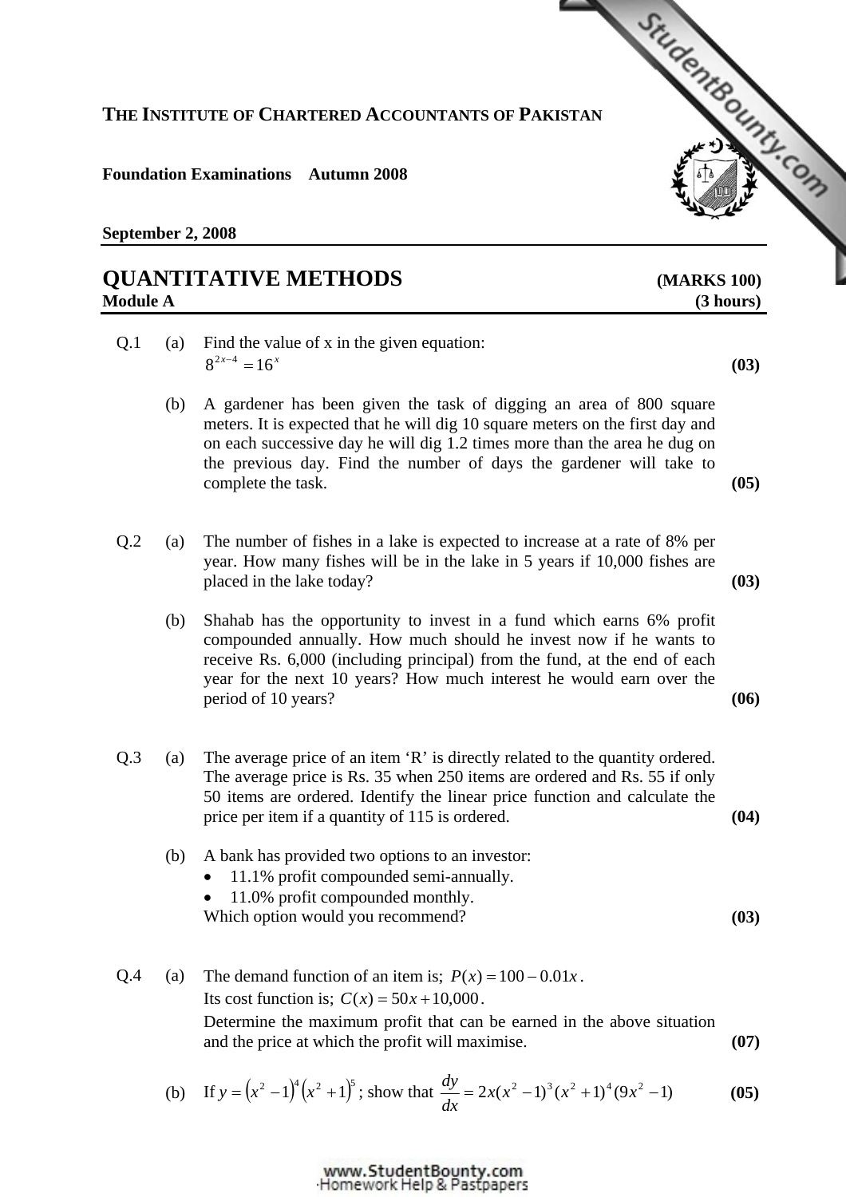**THE INSTITUTE OF CHARTERED ACCOUNTANTS OF PAKISTAN**

**Foundation Examinations Autumn 2008**

**September 2, 2008**

# QUANTITATIVE METHODS

**Module A**

**(MARKS 100)**
**(3 hours)**

Q.1 (a) Find the value of x in the given equation:
$8^{2x-4} = 16^x$ **(03)**

(b) A gardener has been given the task of digging an area of 800 square meters. It is expected that he will dig 10 square meters on the first day and on each successive day he will dig 1.2 times more than the area he dug on the previous day. Find the number of days the gardener will take to complete the task. **(05)**

Q.2 (a) The number of fishes in a lake is expected to increase at a rate of 8% per year. How many fishes will be in the lake in 5 years if 10,000 fishes are placed in the lake today? **(03)**

(b) Shahab has the opportunity to invest in a fund which earns 6% profit compounded annually. How much should he invest now if he wants to receive Rs. 6,000 (including principal) from the fund, at the end of each year for the next 10 years? How much interest he would earn over the period of 10 years? **(06)**

Q.3 (a) The average price of an item 'R' is directly related to the quantity ordered. The average price is Rs. 35 when 250 items are ordered and Rs. 55 if only 50 items are ordered. Identify the linear price function and calculate the price per item if a quantity of 115 is ordered. **(04)**

(b) A bank has provided two options to an investor:
- 11.1% profit compounded semi-annually.
- 11.0% profit compounded monthly.

Which option would you recommend? **(03)**

Q.4 (a) The demand function of an item is; $P(x) = 100 - 0.01x$.
Its cost function is; $C(x) = 50x + 10{,}000$.
Determine the maximum profit that can be earned in the above situation and the price at which the profit will maximise. **(07)**

(b) If $y = \left(x^2 - 1\right)^4 \left(x^2 + 1\right)^5$; show that $\dfrac{dy}{dx} = 2x(x^2 - 1)^3 (x^2 + 1)^4 (9x^2 - 1)$ **(05)**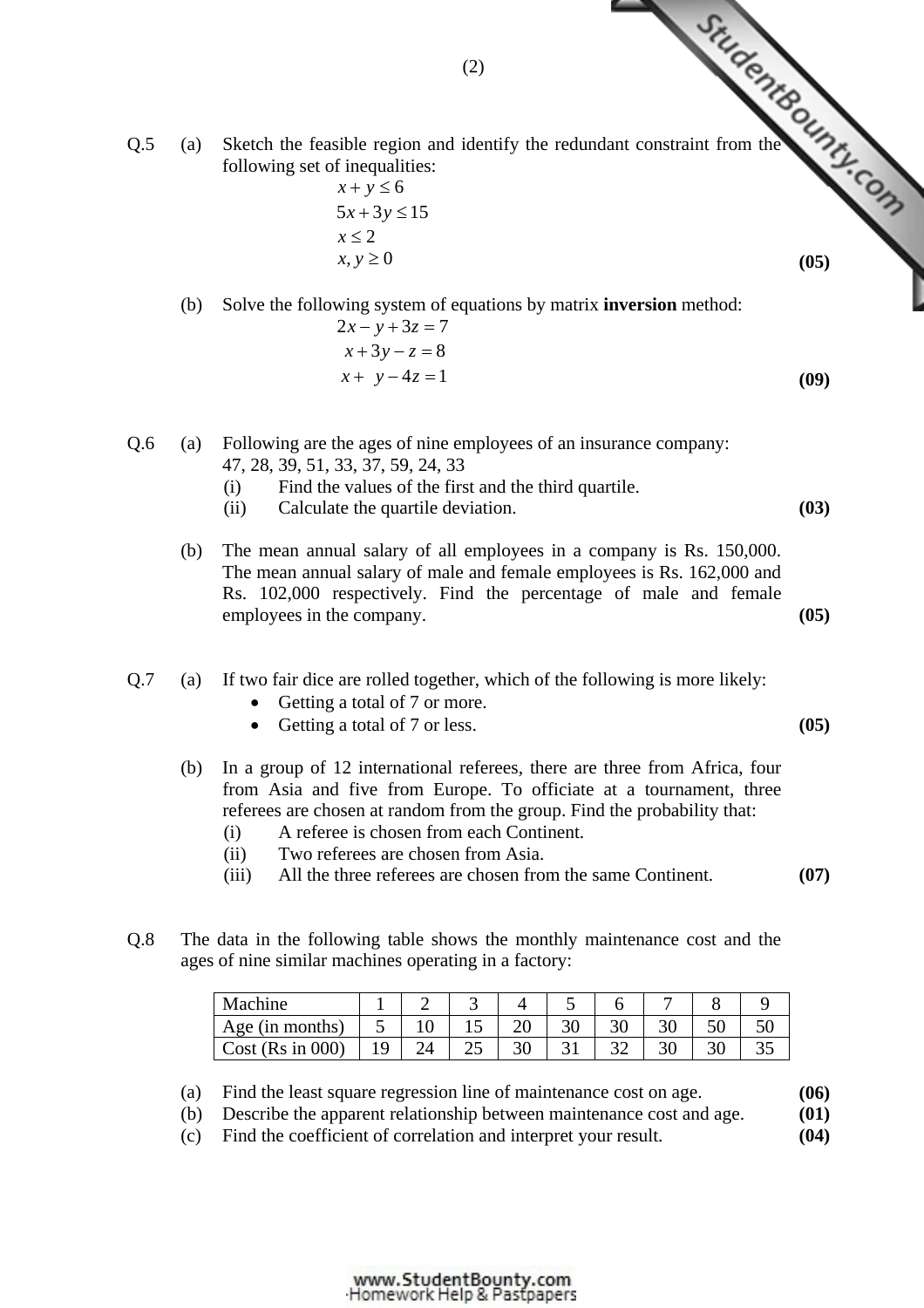Q.5 (a) Sketch the feasible region and identify the redundant constraint from the following set of inequalities:

$$x + y \leq 6$$
$$5x + 3y \leq 15$$
$$x \leq 2$$
$$x, y \geq 0$$

**(05)**

(b) Solve the following system of equations by matrix **inversion** method:

$$2x - y + 3z = 7$$
$$x + 3y - z = 8$$
$$x + y - 4z = 1$$

**(09)**

Q.6 (a) Following are the ages of nine employees of an insurance company:
47, 28, 39, 51, 33, 37, 59, 24, 33

(i) Find the values of the first and the third quartile.
(ii) Calculate the quartile deviation. **(03)**

(b) The mean annual salary of all employees in a company is Rs. 150,000. The mean annual salary of male and female employees is Rs. 162,000 and Rs. 102,000 respectively. Find the percentage of male and female employees in the company. **(05)**

Q.7 (a) If two fair dice are rolled together, which of the following is more likely:

- Getting a total of 7 or more.
- Getting a total of 7 or less. **(05)**

(b) In a group of 12 international referees, there are three from Africa, four from Asia and five from Europe. To officiate at a tournament, three referees are chosen at random from the group. Find the probability that:

(i) A referee is chosen from each Continent.
(ii) Two referees are chosen from Asia.
(iii) All the three referees are chosen from the same Continent. **(07)**

Q.8 The data in the following table shows the monthly maintenance cost and the ages of nine similar machines operating in a factory:

| Machine | 1 | 2 | 3 | 4 | 5 | 6 | 7 | 8 | 9 |
|---|---|---|---|---|---|---|---|---|---|
| Age (in months) | 5 | 10 | 15 | 20 | 30 | 30 | 30 | 50 | 50 |
| Cost (Rs in 000) | 19 | 24 | 25 | 30 | 31 | 32 | 30 | 30 | 35 |

(a) Find the least square regression line of maintenance cost on age. **(06)**
(b) Describe the apparent relationship between maintenance cost and age. **(01)**
(c) Find the coefficient of correlation and interpret your result. **(04)**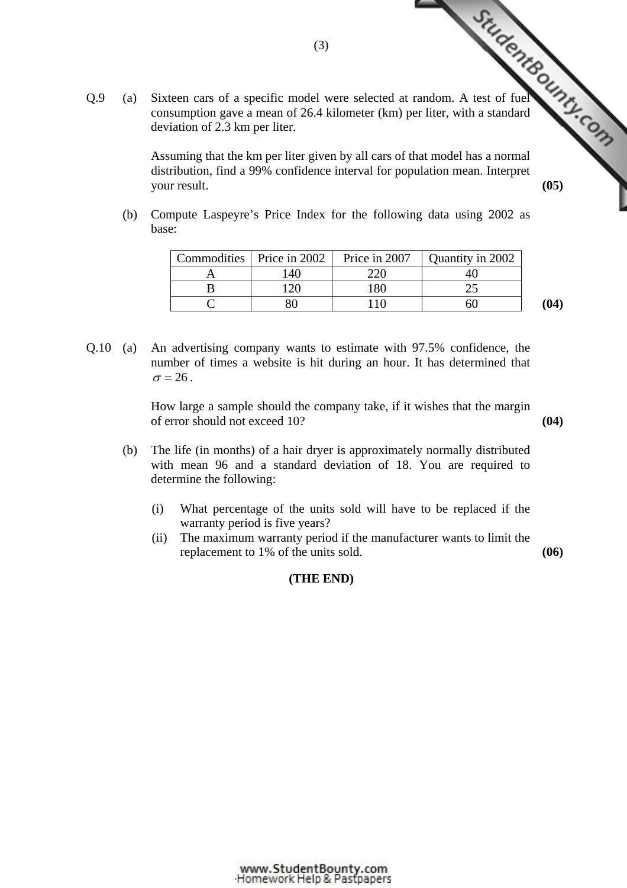Q.9 (a) Sixteen cars of a specific model were selected at random. A test of fuel consumption gave a mean of 26.4 kilometer (km) per liter, with a standard deviation of 2.3 km per liter.

Assuming that the km per liter given by all cars of that model has a normal distribution, find a 99% confidence interval for population mean. Interpret your result. **(05)**

(b) Compute Laspeyre's Price Index for the following data using 2002 as base:

| Commodities | Price in 2002 | Price in 2007 | Quantity in 2002 |
|---|---|---|---|
| A | 140 | 220 | 40 |
| B | 120 | 180 | 25 |
| C | 80 | 110 | 60 |

**(04)**

Q.10 (a) An advertising company wants to estimate with 97.5% confidence, the number of times a website is hit during an hour. It has determined that $\sigma = 26$.

How large a sample should the company take, if it wishes that the margin of error should not exceed 10? **(04)**

(b) The life (in months) of a hair dryer is approximately normally distributed with mean 96 and a standard deviation of 18. You are required to determine the following:

(i) What percentage of the units sold will have to be replaced if the warranty period is five years?

(ii) The maximum warranty period if the manufacturer wants to limit the replacement to 1% of the units sold. **(06)**

**(THE END)**